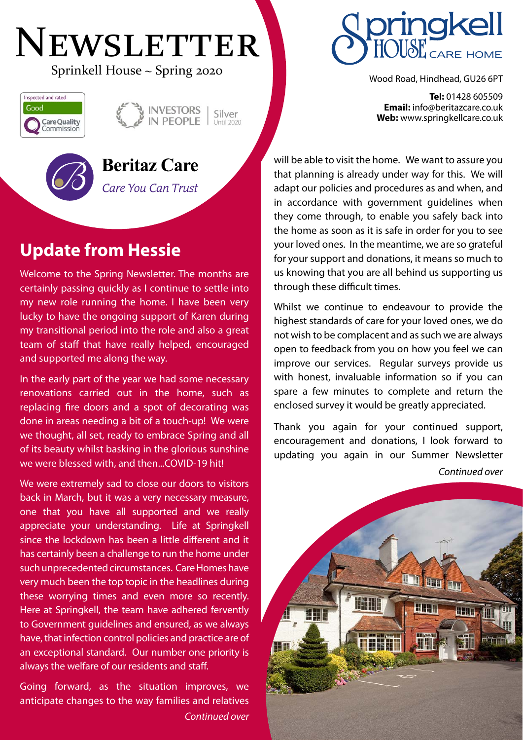# Newsletter

Sprinkell House ~ Spring 2020

Inspected and rated Good – Care Quality Commission

Investors in People – Silver Until 2020

**Beritaz Care**

*Care You Can Trust*

Springkell House Care Home

Wood Road, Hindhead, GU26 6PT

**Tel:** 01428 605509
**Email:** info@beritazcare.co.uk
**Web:** www.springkellcare.co.uk

## Update from Hessie

Welcome to the Spring Newsletter. The months are certainly passing quickly as I continue to settle into my new role running the home. I have been very lucky to have the ongoing support of Karen during my transitional period into the role and also a great team of staff that have really helped, encouraged and supported me along the way.

In the early part of the year we had some necessary renovations carried out in the home, such as replacing fire doors and a spot of decorating was done in areas needing a bit of a touch-up! We were we thought, all set, ready to embrace Spring and all of its beauty whilst basking in the glorious sunshine we were blessed with, and then...COVID-19 hit!

We were extremely sad to close our doors to visitors back in March, but it was a very necessary measure, one that you have all supported and we really appreciate your understanding. Life at Springkell since the lockdown has been a little different and it has certainly been a challenge to run the home under such unprecedented circumstances. Care Homes have very much been the top topic in the headlines during these worrying times and even more so recently. Here at Springkell, the team have adhered fervently to Government guidelines and ensured, as we always have, that infection control policies and practice are of an exceptional standard. Our number one priority is always the welfare of our residents and staff.

Going forward, as the situation improves, we anticipate changes to the way families and relatives will be able to visit the home. We want to assure you that planning is already under way for this. We will adapt our policies and procedures as and when, and in accordance with government guidelines when they come through, to enable you safely back into the home as soon as it is safe in order for you to see your loved ones. In the meantime, we are so grateful for your support and donations, it means so much to us knowing that you are all behind us supporting us through these difficult times.

Whilst we continue to endeavour to provide the highest standards of care for your loved ones, we do not wish to be complacent and as such we are always open to feedback from you on how you feel we can improve our services. Regular surveys provide us with honest, invaluable information so if you can spare a few minutes to complete and return the enclosed survey it would be greatly appreciated.

Thank you again for your continued support, encouragement and donations, I look forward to updating you again in our Summer Newsletter

*Continued over*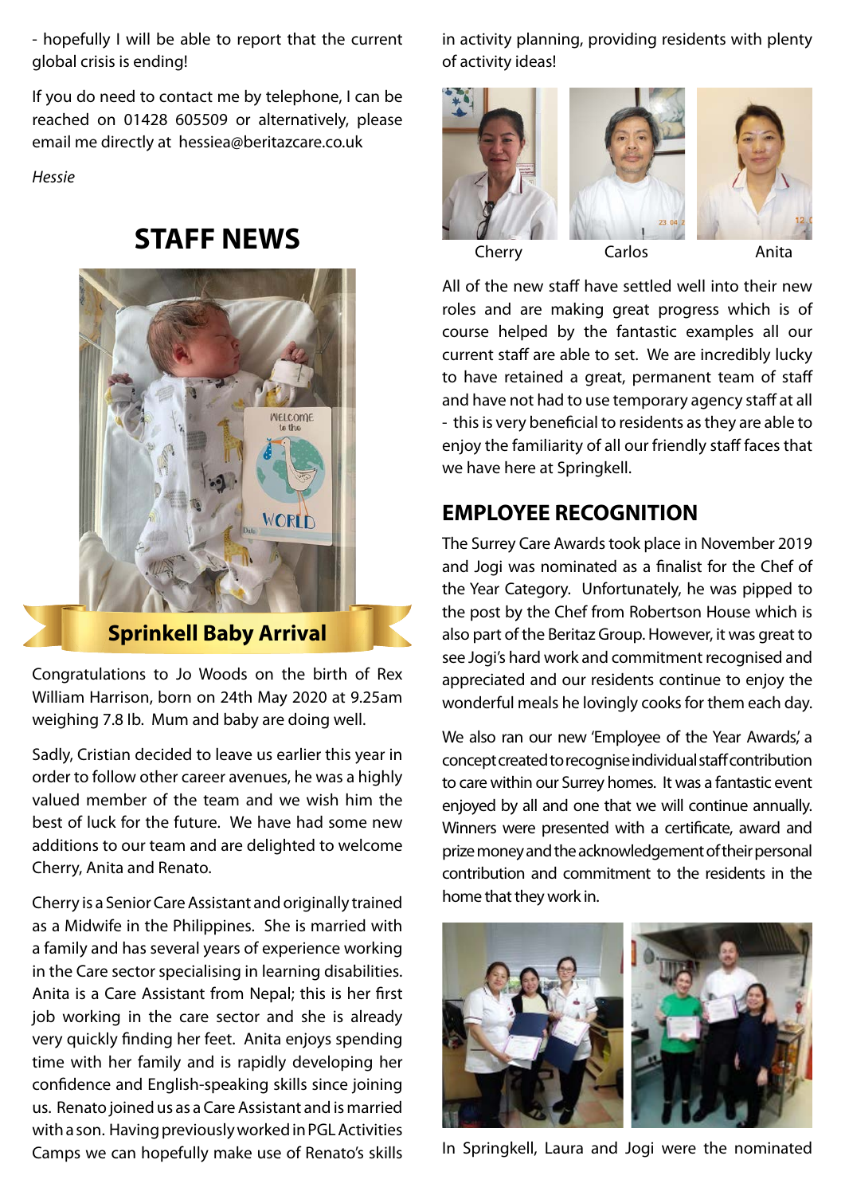- hopefully I will be able to report that the current global crisis is ending!

If you do need to contact me by telephone, I can be reached on 01428 605509 or alternatively, please email me directly at hessiea@beritazcare.co.uk

*Hessie*

# STAFF NEWS

**Sprinkell Baby Arrival**

Congratulations to Jo Woods on the birth of Rex William Harrison, born on 24th May 2020 at 9.25am weighing 7.8 lb. Mum and baby are doing well.

Sadly, Cristian decided to leave us earlier this year in order to follow other career avenues, he was a highly valued member of the team and we wish him the best of luck for the future. We have had some new additions to our team and are delighted to welcome Cherry, Anita and Renato.

Cherry is a Senior Care Assistant and originally trained as a Midwife in the Philippines. She is married with a family and has several years of experience working in the Care sector specialising in learning disabilities. Anita is a Care Assistant from Nepal; this is her first job working in the care sector and she is already very quickly finding her feet. Anita enjoys spending time with her family and is rapidly developing her confidence and English-speaking skills since joining us. Renato joined us as a Care Assistant and is married with a son. Having previously worked in PGL Activities Camps we can hopefully make use of Renato's skills in activity planning, providing residents with plenty of activity ideas!

Cherry    Carlos    Anita

All of the new staff have settled well into their new roles and are making great progress which is of course helped by the fantastic examples all our current staff are able to set. We are incredibly lucky to have retained a great, permanent team of staff and have not had to use temporary agency staff at all - this is very beneficial to residents as they are able to enjoy the familiarity of all our friendly staff faces that we have here at Springkell.

## EMPLOYEE RECOGNITION

The Surrey Care Awards took place in November 2019 and Jogi was nominated as a finalist for the Chef of the Year Category. Unfortunately, he was pipped to the post by the Chef from Robertson House which is also part of the Beritaz Group. However, it was great to see Jogi's hard work and commitment recognised and appreciated and our residents continue to enjoy the wonderful meals he lovingly cooks for them each day.

We also ran our new 'Employee of the Year Awards,' a concept created to recognise individual staff contribution to care within our Surrey homes. It was a fantastic event enjoyed by all and one that we will continue annually. Winners were presented with a certificate, award and prize money and the acknowledgement of their personal contribution and commitment to the residents in the home that they work in.

In Springkell, Laura and Jogi were the nominated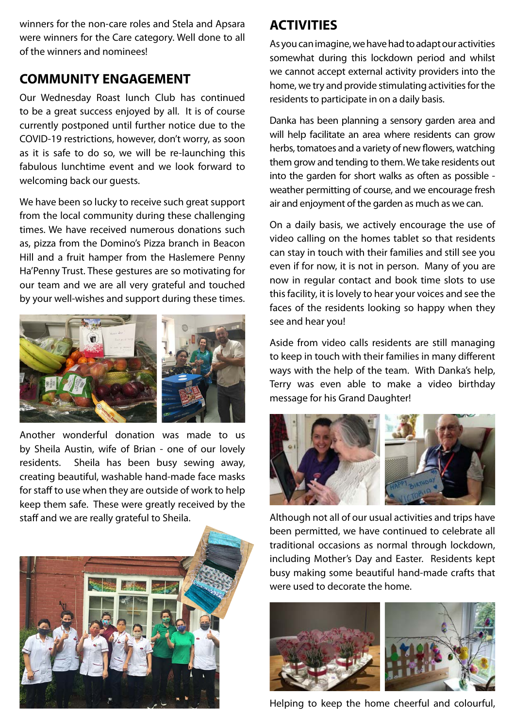winners for the non-care roles and Stela and Apsara were winners for the Care category. Well done to all of the winners and nominees!

## COMMUNITY ENGAGEMENT

Our Wednesday Roast lunch Club has continued to be a great success enjoyed by all. It is of course currently postponed until further notice due to the COVID-19 restrictions, however, don't worry, as soon as it is safe to do so, we will be re-launching this fabulous lunchtime event and we look forward to welcoming back our guests.

We have been so lucky to receive such great support from the local community during these challenging times. We have received numerous donations such as, pizza from the Domino's Pizza branch in Beacon Hill and a fruit hamper from the Haslemere Penny Ha'Penny Trust. These gestures are so motivating for our team and we are all very grateful and touched by your well-wishes and support during these times.

Another wonderful donation was made to us by Sheila Austin, wife of Brian - one of our lovely residents. Sheila has been busy sewing away, creating beautiful, washable hand-made face masks for staff to use when they are outside of work to help keep them safe. These were greatly received by the staff and we are really grateful to Sheila.

## ACTIVITIES

As you can imagine, we have had to adapt our activities somewhat during this lockdown period and whilst we cannot accept external activity providers into the home, we try and provide stimulating activities for the residents to participate in on a daily basis.

Danka has been planning a sensory garden area and will help facilitate an area where residents can grow herbs, tomatoes and a variety of new flowers, watching them grow and tending to them. We take residents out into the garden for short walks as often as possible - weather permitting of course, and we encourage fresh air and enjoyment of the garden as much as we can.

On a daily basis, we actively encourage the use of video calling on the homes tablet so that residents can stay in touch with their families and still see you even if for now, it is not in person. Many of you are now in regular contact and book time slots to use this facility, it is lovely to hear your voices and see the faces of the residents looking so happy when they see and hear you!

Aside from video calls residents are still managing to keep in touch with their families in many different ways with the help of the team. With Danka's help, Terry was even able to make a video birthday message for his Grand Daughter!

Although not all of our usual activities and trips have been permitted, we have continued to celebrate all traditional occasions as normal through lockdown, including Mother's Day and Easter. Residents kept busy making some beautiful hand-made crafts that were used to decorate the home.

Helping to keep the home cheerful and colourful,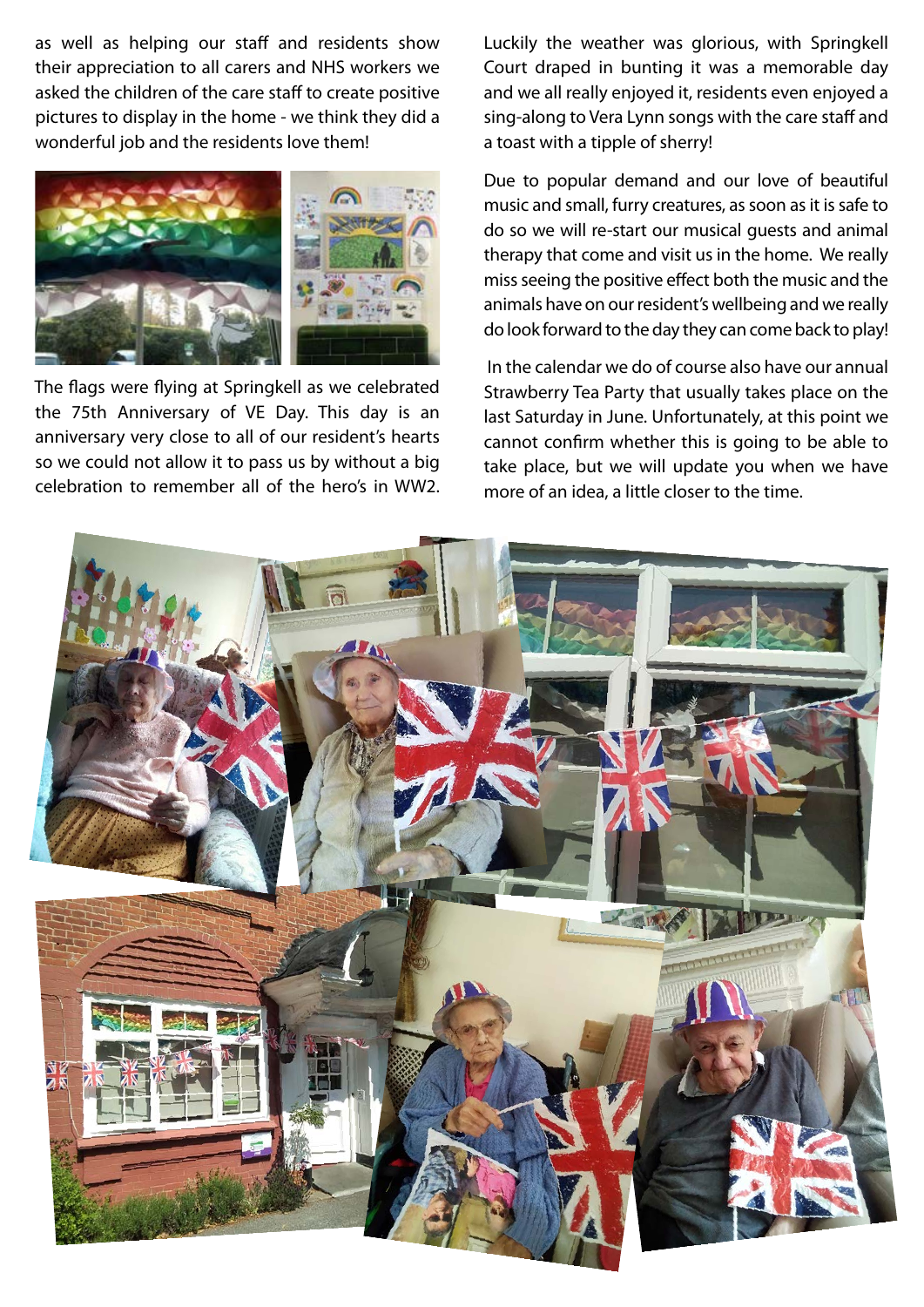as well as helping our staff and residents show their appreciation to all carers and NHS workers we asked the children of the care staff to create positive pictures to display in the home - we think they did a wonderful job and the residents love them!

The flags were flying at Springkell as we celebrated the 75th Anniversary of VE Day. This day is an anniversary very close to all of our resident's hearts so we could not allow it to pass us by without a big celebration to remember all of the hero's in WW2.

Luckily the weather was glorious, with Springkell Court draped in bunting it was a memorable day and we all really enjoyed it, residents even enjoyed a sing-along to Vera Lynn songs with the care staff and a toast with a tipple of sherry!

Due to popular demand and our love of beautiful music and small, furry creatures, as soon as it is safe to do so we will re-start our musical guests and animal therapy that come and visit us in the home. We really miss seeing the positive effect both the music and the animals have on our resident's wellbeing and we really do look forward to the day they can come back to play!

In the calendar we do of course also have our annual Strawberry Tea Party that usually takes place on the last Saturday in June. Unfortunately, at this point we cannot confirm whether this is going to be able to take place, but we will update you when we have more of an idea, a little closer to the time.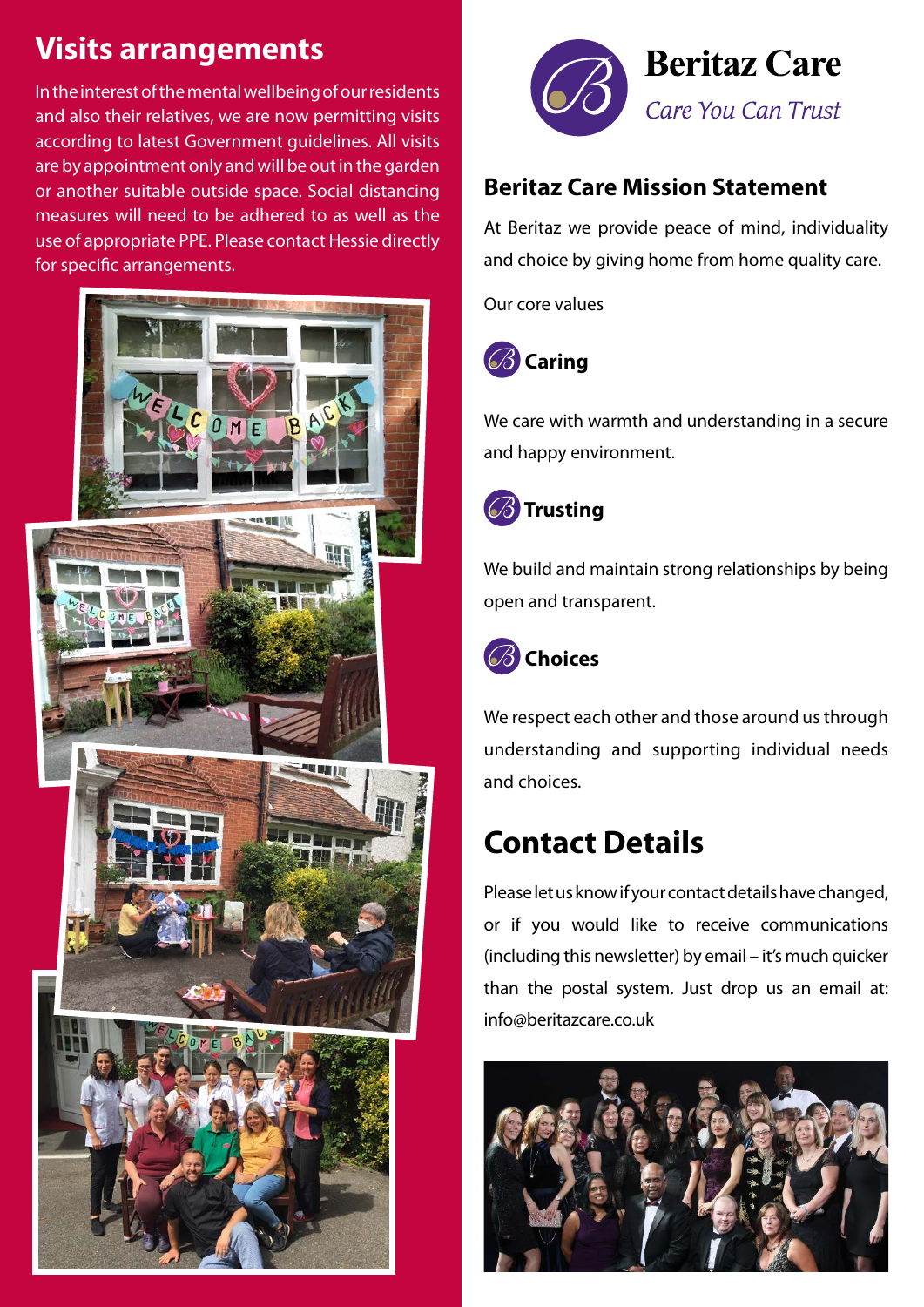## Visits arrangements

In the interest of the mental wellbeing of our residents and also their relatives, we are now permitting visits according to latest Government guidelines. All visits are by appointment only and will be out in the garden or another suitable outside space. Social distancing measures will need to be adhered to as well as the use of appropriate PPE. Please contact Hessie directly for specific arrangements.

**Beritaz Care**

*Care You Can Trust*

### Beritaz Care Mission Statement

At Beritaz we provide peace of mind, individuality and choice by giving home from home quality care.

Our core values

**Caring**

We care with warmth and understanding in a secure and happy environment.

**Trusting**

We build and maintain strong relationships by being open and transparent.

**Choices**

We respect each other and those around us through understanding and supporting individual needs and choices.

## Contact Details

Please let us know if your contact details have changed, or if you would like to receive communications (including this newsletter) by email – it's much quicker than the postal system. Just drop us an email at: info@beritazcare.co.uk